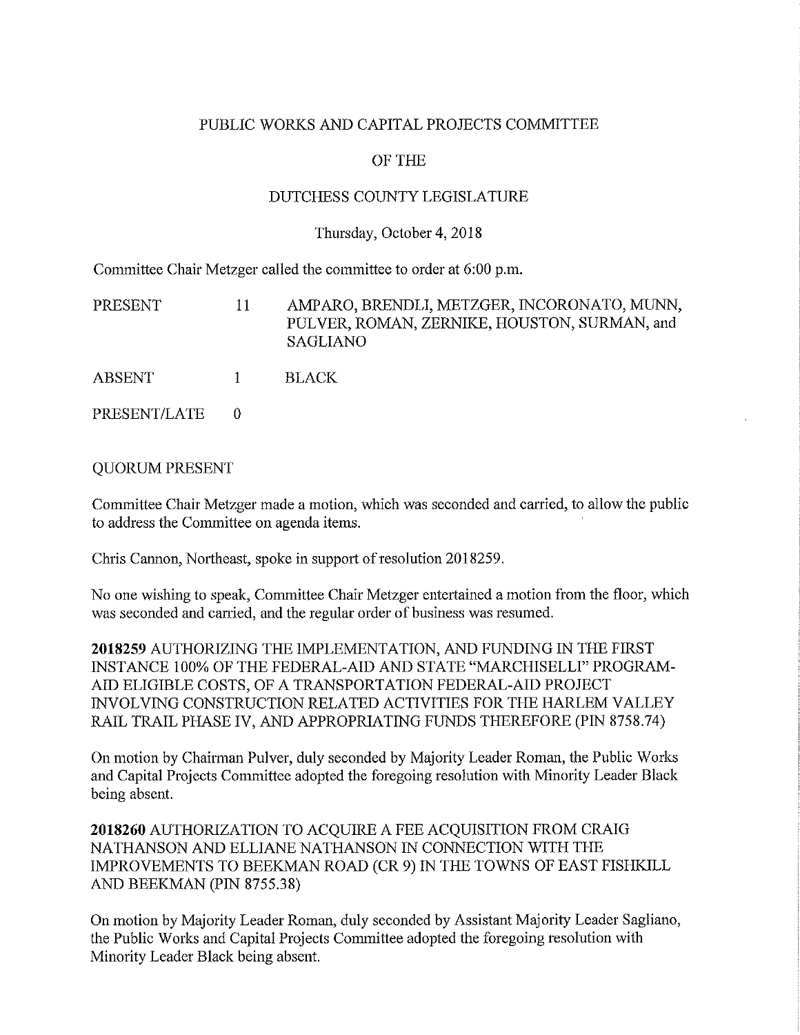PUBLIC WORKS AND CAPITAL PROJECTS COMMITTEE

OF THE

DUTCHESS COUNTY LEGISLATURE

Thursday, October 4, 2018

Committee Chair Metzger called the committee to order at 6:00 p.m.

| | | |
|---|---|---|
| PRESENT | 11 | AMPARO, BRENDLI, METZGER, INCORONATO, MUNN, PULVER, ROMAN, ZERNIKE, HOUSTON, SURMAN, and SAGLIANO |
| ABSENT | 1 | BLACK |
| PRESENT/LATE | 0 | |

QUORUM PRESENT

Committee Chair Metzger made a motion, which was seconded and carried, to allow the public to address the Committee on agenda items.

Chris Cannon, Northeast, spoke in support of resolution 2018259.

No one wishing to speak, Committee Chair Metzger entertained a motion from the floor, which was seconded and carried, and the regular order of business was resumed.

**2018259** AUTHORIZING THE IMPLEMENTATION, AND FUNDING IN THE FIRST INSTANCE 100% OF THE FEDERAL-AID AND STATE "MARCHISELLI" PROGRAM-AID ELIGIBLE COSTS, OF A TRANSPORTATION FEDERAL-AID PROJECT INVOLVING CONSTRUCTION RELATED ACTIVITIES FOR THE HARLEM VALLEY RAIL TRAIL PHASE IV, AND APPROPRIATING FUNDS THEREFORE (PIN 8758.74)

On motion by Chairman Pulver, duly seconded by Majority Leader Roman, the Public Works and Capital Projects Committee adopted the foregoing resolution with Minority Leader Black being absent.

**2018260** AUTHORIZATION TO ACQUIRE A FEE ACQUISITION FROM CRAIG NATHANSON AND ELLIANE NATHANSON IN CONNECTION WITH THE IMPROVEMENTS TO BEEKMAN ROAD (CR 9) IN THE TOWNS OF EAST FISHKILL AND BEEKMAN (PIN 8755.38)

On motion by Majority Leader Roman, duly seconded by Assistant Majority Leader Sagliano, the Public Works and Capital Projects Committee adopted the foregoing resolution with Minority Leader Black being absent.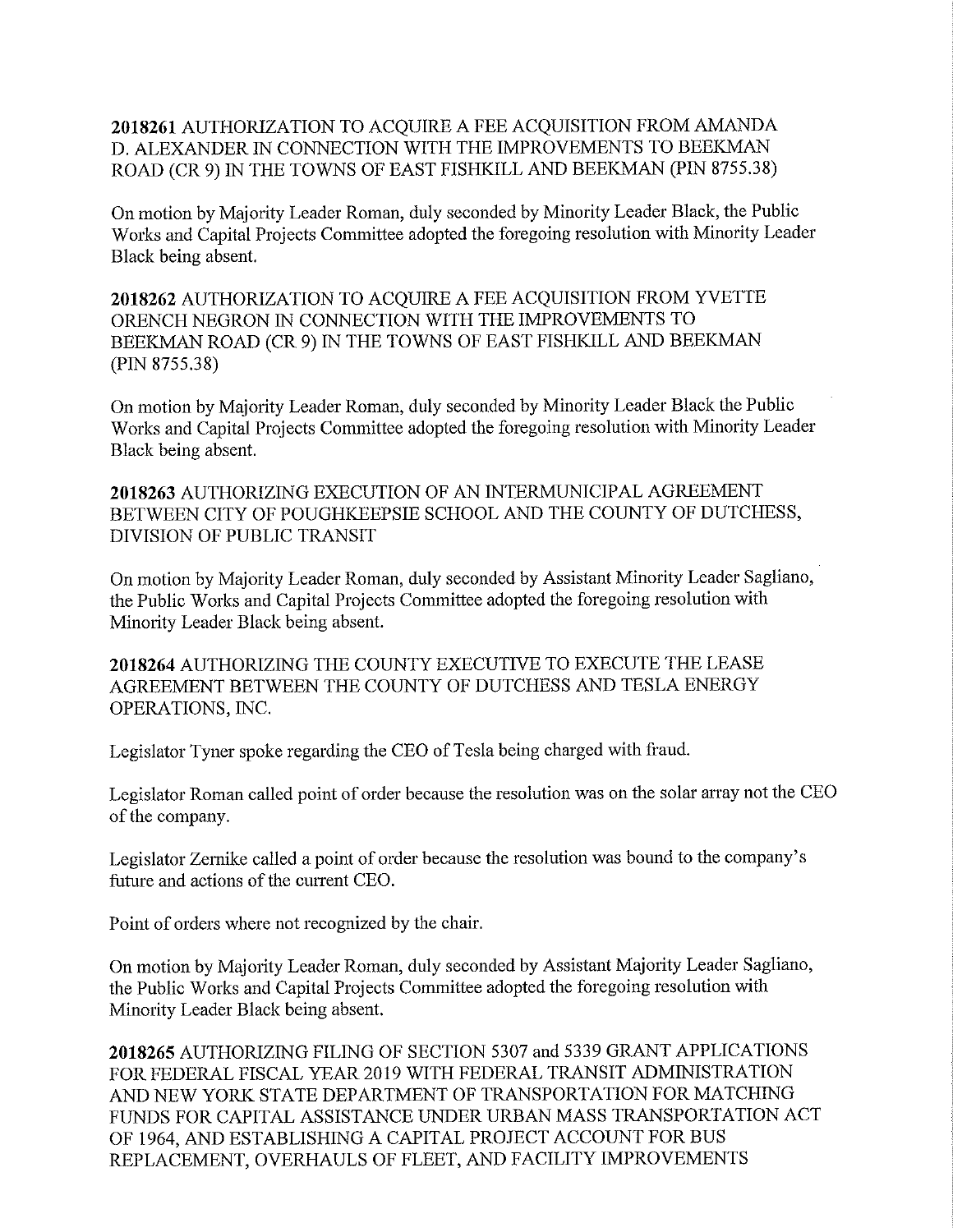**2018261** AUTHORIZATION TO ACQUIRE A FEE ACQUISITION FROM AMANDA D. ALEXANDER IN CONNECTION WITH THE IMPROVEMENTS TO BEEKMAN ROAD (CR 9) IN THE TOWNS OF EAST FISHKILL AND BEEKMAN (PIN 8755.38)

On motion by Majority Leader Roman, duly seconded by Minority Leader Black, the Public Works and Capital Projects Committee adopted the foregoing resolution with Minority Leader Black being absent.

**2018262** AUTHORIZATION TO ACQUIRE A FEE ACQUISITION FROM YVETTE ORENCH NEGRON IN CONNECTION WITH THE IMPROVEMENTS TO BEEKMAN ROAD (CR 9) IN THE TOWNS OF EAST FISHKILL AND BEEKMAN (PIN 8755.38)

On motion by Majority Leader Roman, duly seconded by Minority Leader Black the Public Works and Capital Projects Committee adopted the foregoing resolution with Minority Leader Black being absent.

**2018263** AUTHORIZING EXECUTION OF AN INTERMUNICIPAL AGREEMENT BETWEEN CITY OF POUGHKEEPSIE SCHOOL AND THE COUNTY OF DUTCHESS, DIVISION OF PUBLIC TRANSIT

On motion by Majority Leader Roman, duly seconded by Assistant Minority Leader Sagliano, the Public Works and Capital Projects Committee adopted the foregoing resolution with Minority Leader Black being absent.

**2018264** AUTHORIZING THE COUNTY EXECUTIVE TO EXECUTE THE LEASE AGREEMENT BETWEEN THE COUNTY OF DUTCHESS AND TESLA ENERGY OPERATIONS, INC.

Legislator Tyner spoke regarding the CEO of Tesla being charged with fraud.

Legislator Roman called point of order because the resolution was on the solar array not the CEO of the company.

Legislator Zernike called a point of order because the resolution was bound to the company's future and actions of the current CEO.

Point of orders where not recognized by the chair.

On motion by Majority Leader Roman, duly seconded by Assistant Majority Leader Sagliano, the Public Works and Capital Projects Committee adopted the foregoing resolution with Minority Leader Black being absent.

**2018265** AUTHORIZING FILING OF SECTION 5307 and 5339 GRANT APPLICATIONS FOR FEDERAL FISCAL YEAR 2019 WITH FEDERAL TRANSIT ADMINISTRATION AND NEW YORK STATE DEPARTMENT OF TRANSPORTATION FOR MATCHING FUNDS FOR CAPITAL ASSISTANCE UNDER URBAN MASS TRANSPORTATION ACT OF 1964, AND ESTABLISHING A CAPITAL PROJECT ACCOUNT FOR BUS REPLACEMENT, OVERHAULS OF FLEET, AND FACILITY IMPROVEMENTS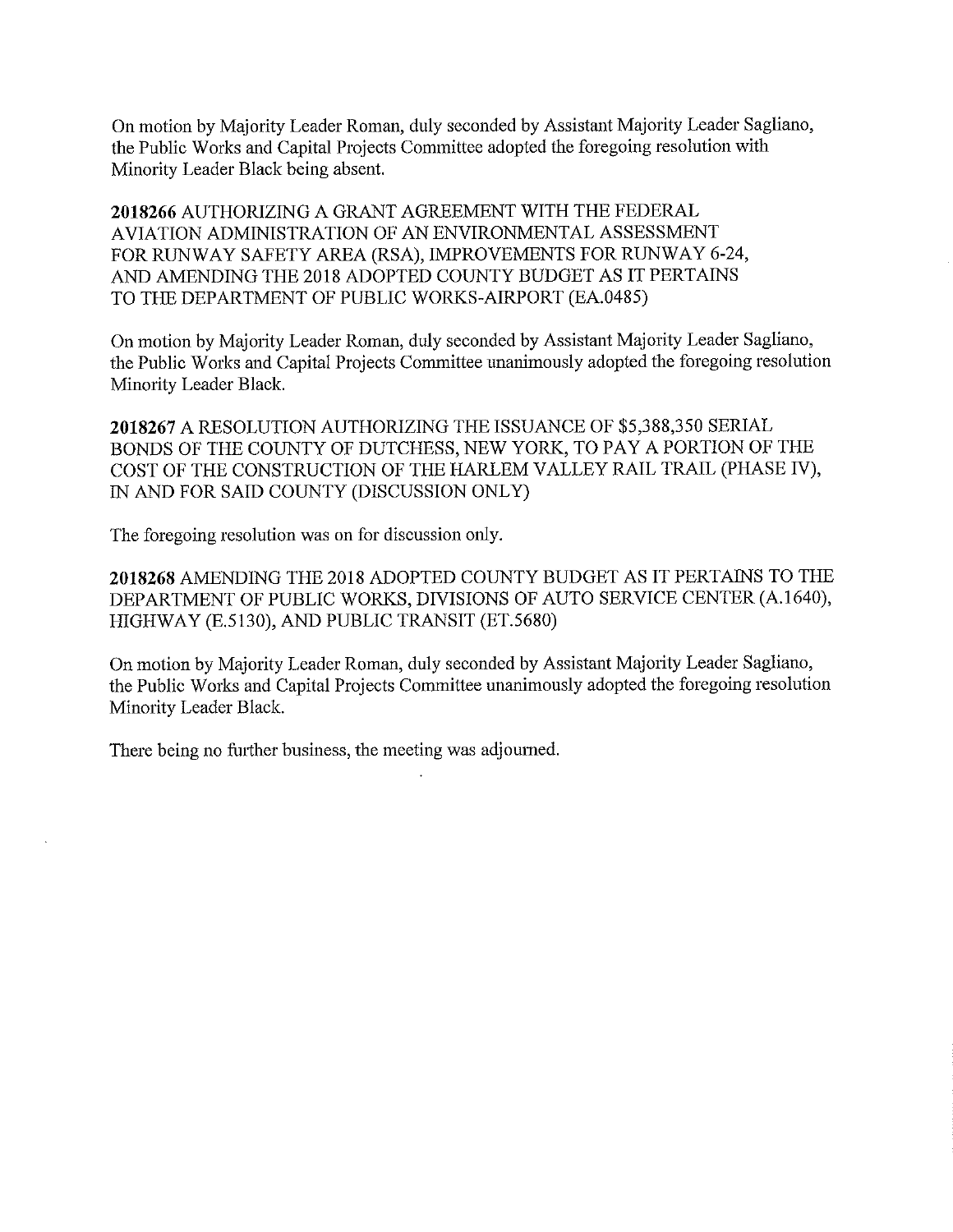On motion by Majority Leader Roman, duly seconded by Assistant Majority Leader Sagliano, the Public Works and Capital Projects Committee adopted the foregoing resolution with Minority Leader Black being absent.

**2018266** AUTHORIZING A GRANT AGREEMENT WITH THE FEDERAL AVIATION ADMINISTRATION OF AN ENVIRONMENTAL ASSESSMENT FOR RUNWAY SAFETY AREA (RSA), IMPROVEMENTS FOR RUNWAY 6-24, AND AMENDING THE 2018 ADOPTED COUNTY BUDGET AS IT PERTAINS TO THE DEPARTMENT OF PUBLIC WORKS-AIRPORT (EA.0485)

On motion by Majority Leader Roman, duly seconded by Assistant Majority Leader Sagliano, the Public Works and Capital Projects Committee unanimously adopted the foregoing resolution Minority Leader Black.

**2018267** A RESOLUTION AUTHORIZING THE ISSUANCE OF $5,388,350 SERIAL BONDS OF THE COUNTY OF DUTCHESS, NEW YORK, TO PAY A PORTION OF THE COST OF THE CONSTRUCTION OF THE HARLEM VALLEY RAIL TRAIL (PHASE IV), IN AND FOR SAID COUNTY (DISCUSSION ONLY)

The foregoing resolution was on for discussion only.

**2018268** AMENDING THE 2018 ADOPTED COUNTY BUDGET AS IT PERTAINS TO THE DEPARTMENT OF PUBLIC WORKS, DIVISIONS OF AUTO SERVICE CENTER (A.1640), HIGHWAY (E.5130), AND PUBLIC TRANSIT (ET.5680)

On motion by Majority Leader Roman, duly seconded by Assistant Majority Leader Sagliano, the Public Works and Capital Projects Committee unanimously adopted the foregoing resolution Minority Leader Black.

There being no further business, the meeting was adjourned.